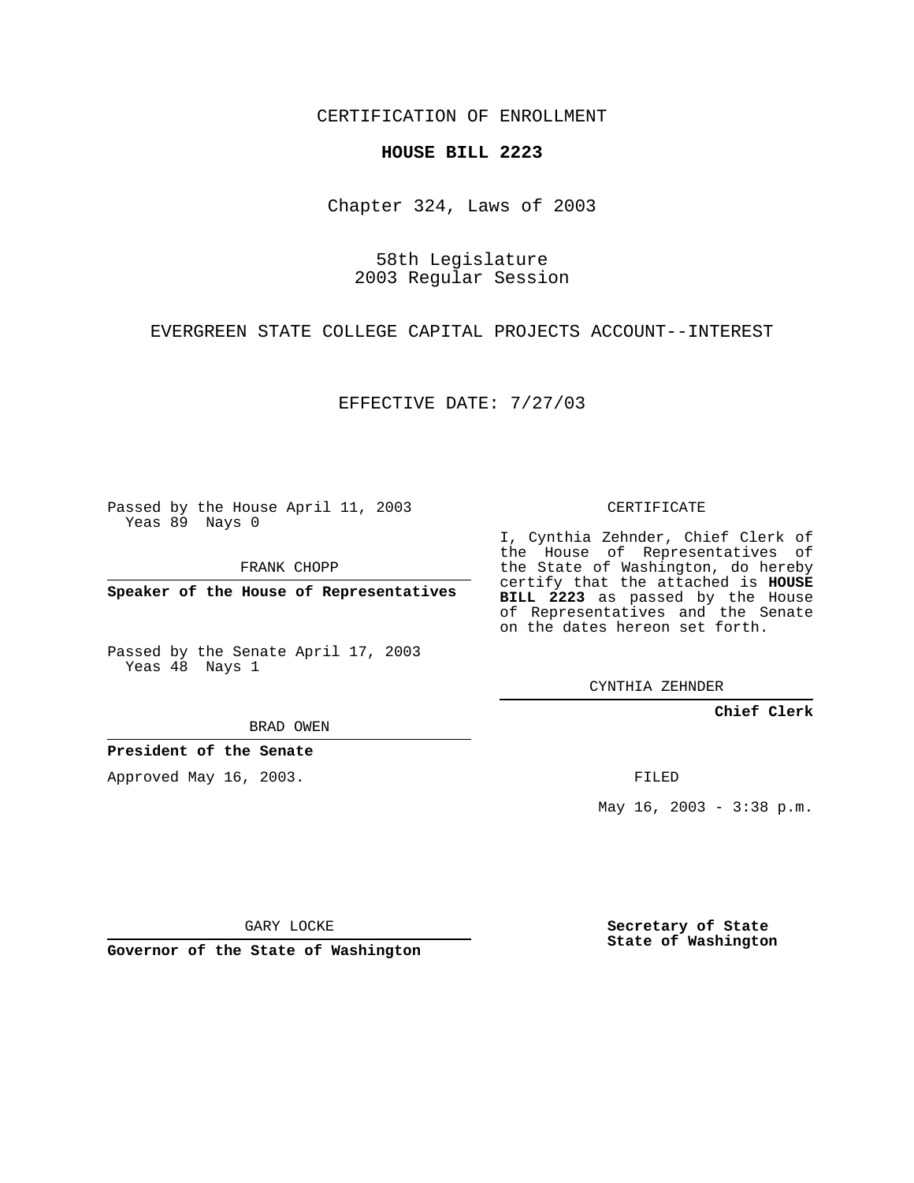CERTIFICATION OF ENROLLMENT

**HOUSE BILL 2223**

Chapter 324, Laws of 2003

58th Legislature
2003 Regular Session

EVERGREEN STATE COLLEGE CAPITAL PROJECTS ACCOUNT--INTEREST

EFFECTIVE DATE: 7/27/03

Passed by the House April 11, 2003
Yeas 89 Nays 0

FRANK CHOPP

**Speaker of the House of Representatives**

Passed by the Senate April 17, 2003
Yeas 48 Nays 1

BRAD OWEN

**President of the Senate**

Approved May 16, 2003.

GARY LOCKE

**Governor of the State of Washington**

CERTIFICATE

I, Cynthia Zehnder, Chief Clerk of the House of Representatives of the State of Washington, do hereby certify that the attached is **HOUSE BILL 2223** as passed by the House of Representatives and the Senate on the dates hereon set forth.

CYNTHIA ZEHNDER

**Chief Clerk**

FILED

May 16, 2003 - 3:38 p.m.

**Secretary of State**
**State of Washington**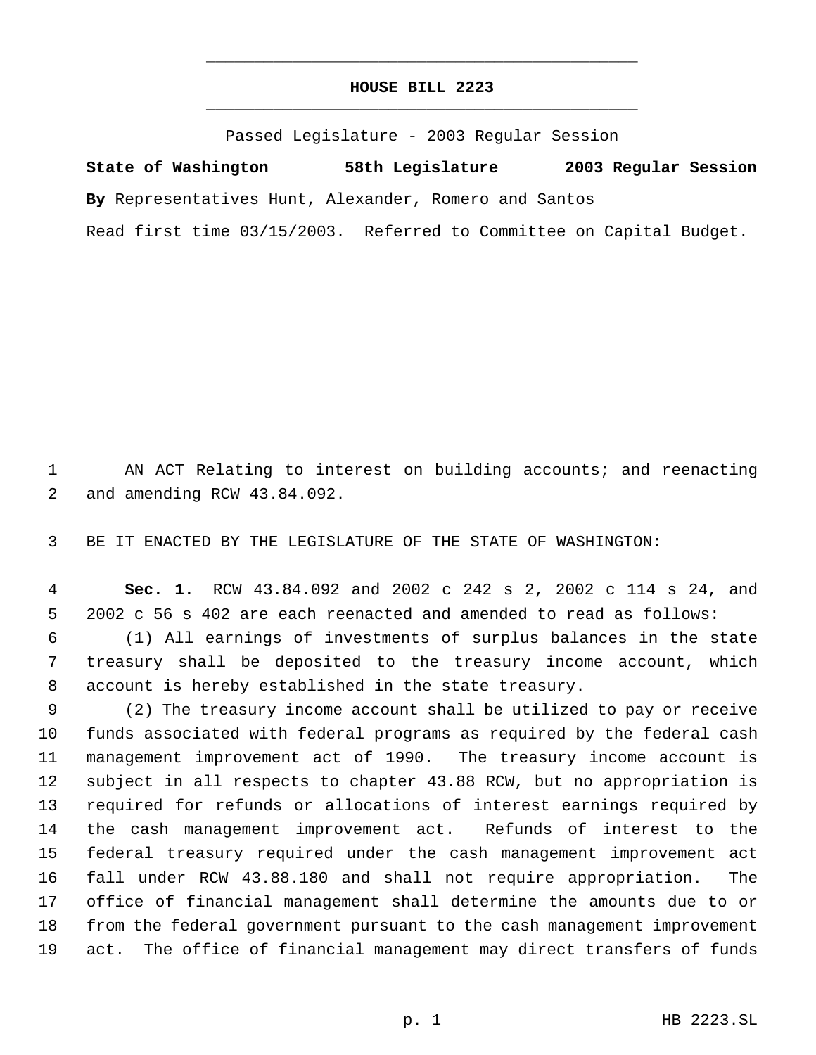# HOUSE BILL 2223

Passed Legislature - 2003 Regular Session

**State of Washington 58th Legislature 2003 Regular Session**

**By** Representatives Hunt, Alexander, Romero and Santos

Read first time 03/15/2003. Referred to Committee on Capital Budget.

AN ACT Relating to interest on building accounts; and reenacting and amending RCW 43.84.092.

BE IT ENACTED BY THE LEGISLATURE OF THE STATE OF WASHINGTON:

**Sec. 1.** RCW 43.84.092 and 2002 c 242 s 2, 2002 c 114 s 24, and 2002 c 56 s 402 are each reenacted and amended to read as follows:

(1) All earnings of investments of surplus balances in the state treasury shall be deposited to the treasury income account, which account is hereby established in the state treasury.

(2) The treasury income account shall be utilized to pay or receive funds associated with federal programs as required by the federal cash management improvement act of 1990. The treasury income account is subject in all respects to chapter 43.88 RCW, but no appropriation is required for refunds or allocations of interest earnings required by the cash management improvement act. Refunds of interest to the federal treasury required under the cash management improvement act fall under RCW 43.88.180 and shall not require appropriation. The office of financial management shall determine the amounts due to or from the federal government pursuant to the cash management improvement act. The office of financial management may direct transfers of funds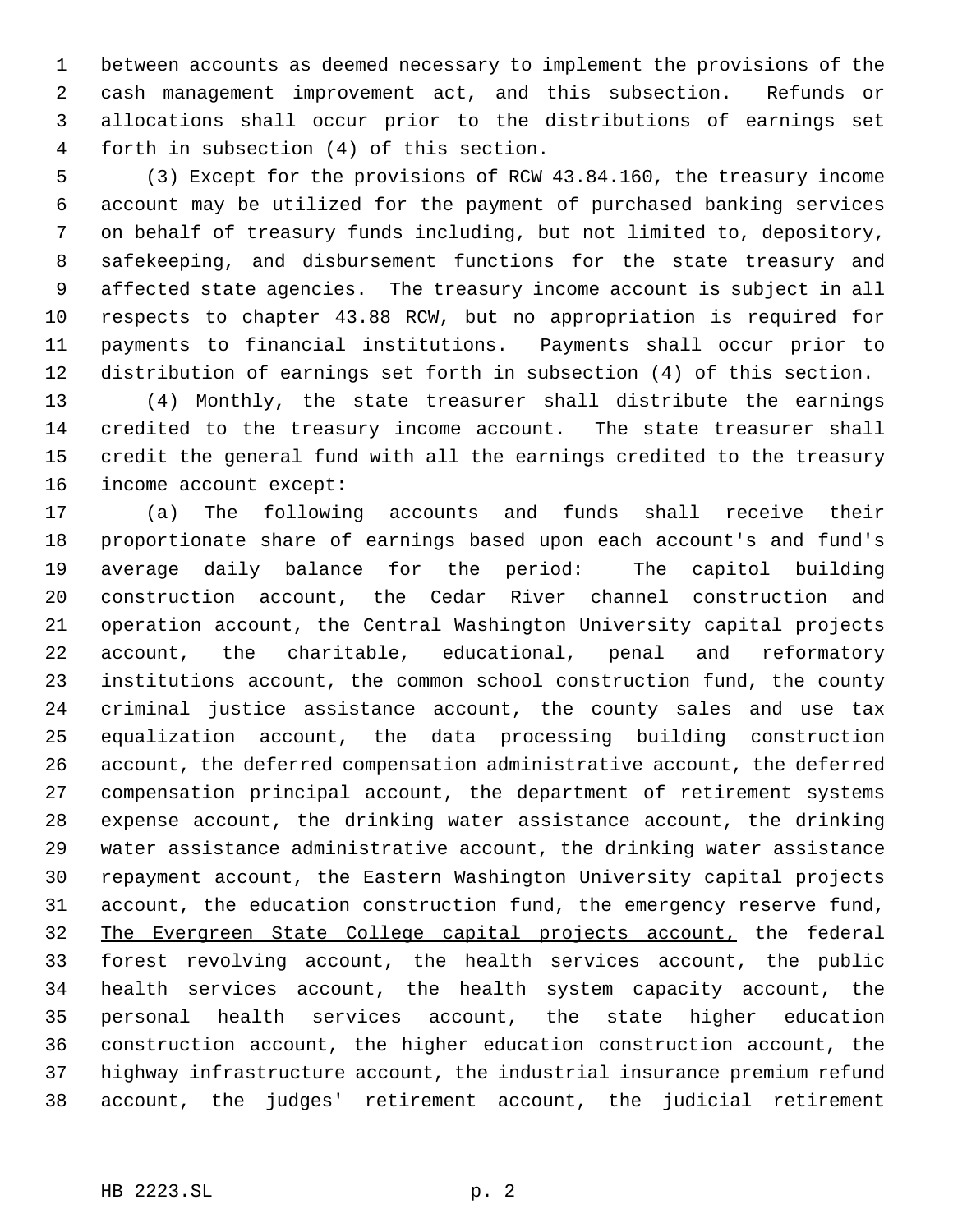between accounts as deemed necessary to implement the provisions of the cash management improvement act, and this subsection. Refunds or allocations shall occur prior to the distributions of earnings set forth in subsection (4) of this section.

(3) Except for the provisions of RCW 43.84.160, the treasury income account may be utilized for the payment of purchased banking services on behalf of treasury funds including, but not limited to, depository, safekeeping, and disbursement functions for the state treasury and affected state agencies. The treasury income account is subject in all respects to chapter 43.88 RCW, but no appropriation is required for payments to financial institutions. Payments shall occur prior to distribution of earnings set forth in subsection (4) of this section.

(4) Monthly, the state treasurer shall distribute the earnings credited to the treasury income account. The state treasurer shall credit the general fund with all the earnings credited to the treasury income account except:

(a) The following accounts and funds shall receive their proportionate share of earnings based upon each account's and fund's average daily balance for the period: The capitol building construction account, the Cedar River channel construction and operation account, the Central Washington University capital projects account, the charitable, educational, penal and reformatory institutions account, the common school construction fund, the county criminal justice assistance account, the county sales and use tax equalization account, the data processing building construction account, the deferred compensation administrative account, the deferred compensation principal account, the department of retirement systems expense account, the drinking water assistance account, the drinking water assistance administrative account, the drinking water assistance repayment account, the Eastern Washington University capital projects account, the education construction fund, the emergency reserve fund, <u>The Evergreen State College capital projects account,</u> the federal forest revolving account, the health services account, the public health services account, the health system capacity account, the personal health services account, the state higher education construction account, the higher education construction account, the highway infrastructure account, the industrial insurance premium refund account, the judges' retirement account, the judicial retirement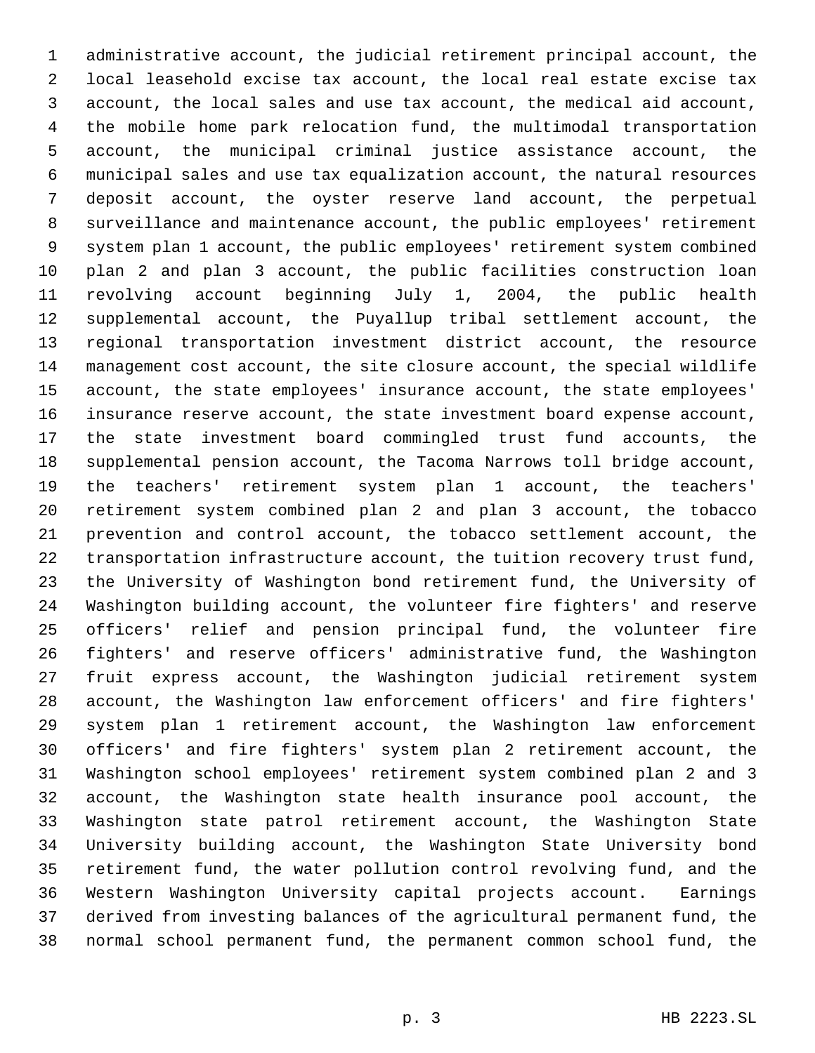administrative account, the judicial retirement principal account, the local leasehold excise tax account, the local real estate excise tax account, the local sales and use tax account, the medical aid account, the mobile home park relocation fund, the multimodal transportation account, the municipal criminal justice assistance account, the municipal sales and use tax equalization account, the natural resources deposit account, the oyster reserve land account, the perpetual surveillance and maintenance account, the public employees' retirement system plan 1 account, the public employees' retirement system combined plan 2 and plan 3 account, the public facilities construction loan revolving account beginning July 1, 2004, the public health supplemental account, the Puyallup tribal settlement account, the regional transportation investment district account, the resource management cost account, the site closure account, the special wildlife account, the state employees' insurance account, the state employees' insurance reserve account, the state investment board expense account, the state investment board commingled trust fund accounts, the supplemental pension account, the Tacoma Narrows toll bridge account, the teachers' retirement system plan 1 account, the teachers' retirement system combined plan 2 and plan 3 account, the tobacco prevention and control account, the tobacco settlement account, the transportation infrastructure account, the tuition recovery trust fund, the University of Washington bond retirement fund, the University of Washington building account, the volunteer fire fighters' and reserve officers' relief and pension principal fund, the volunteer fire fighters' and reserve officers' administrative fund, the Washington fruit express account, the Washington judicial retirement system account, the Washington law enforcement officers' and fire fighters' system plan 1 retirement account, the Washington law enforcement officers' and fire fighters' system plan 2 retirement account, the Washington school employees' retirement system combined plan 2 and 3 account, the Washington state health insurance pool account, the Washington state patrol retirement account, the Washington State University building account, the Washington State University bond retirement fund, the water pollution control revolving fund, and the Western Washington University capital projects account. Earnings derived from investing balances of the agricultural permanent fund, the normal school permanent fund, the permanent common school fund, the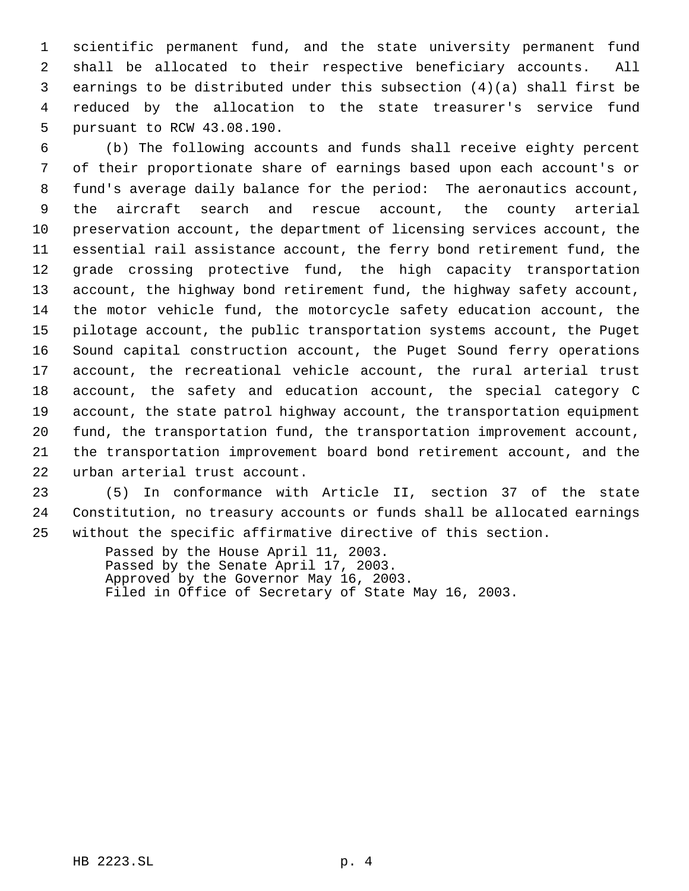scientific permanent fund, and the state university permanent fund shall be allocated to their respective beneficiary accounts. All earnings to be distributed under this subsection (4)(a) shall first be reduced by the allocation to the state treasurer's service fund pursuant to RCW 43.08.190.

(b) The following accounts and funds shall receive eighty percent of their proportionate share of earnings based upon each account's or fund's average daily balance for the period: The aeronautics account, the aircraft search and rescue account, the county arterial preservation account, the department of licensing services account, the essential rail assistance account, the ferry bond retirement fund, the grade crossing protective fund, the high capacity transportation account, the highway bond retirement fund, the highway safety account, the motor vehicle fund, the motorcycle safety education account, the pilotage account, the public transportation systems account, the Puget Sound capital construction account, the Puget Sound ferry operations account, the recreational vehicle account, the rural arterial trust account, the safety and education account, the special category C account, the state patrol highway account, the transportation equipment fund, the transportation fund, the transportation improvement account, the transportation improvement board bond retirement account, and the urban arterial trust account.

(5) In conformance with Article II, section 37 of the state Constitution, no treasury accounts or funds shall be allocated earnings without the specific affirmative directive of this section.

Passed by the House April 11, 2003.
Passed by the Senate April 17, 2003.
Approved by the Governor May 16, 2003.
Filed in Office of Secretary of State May 16, 2003.